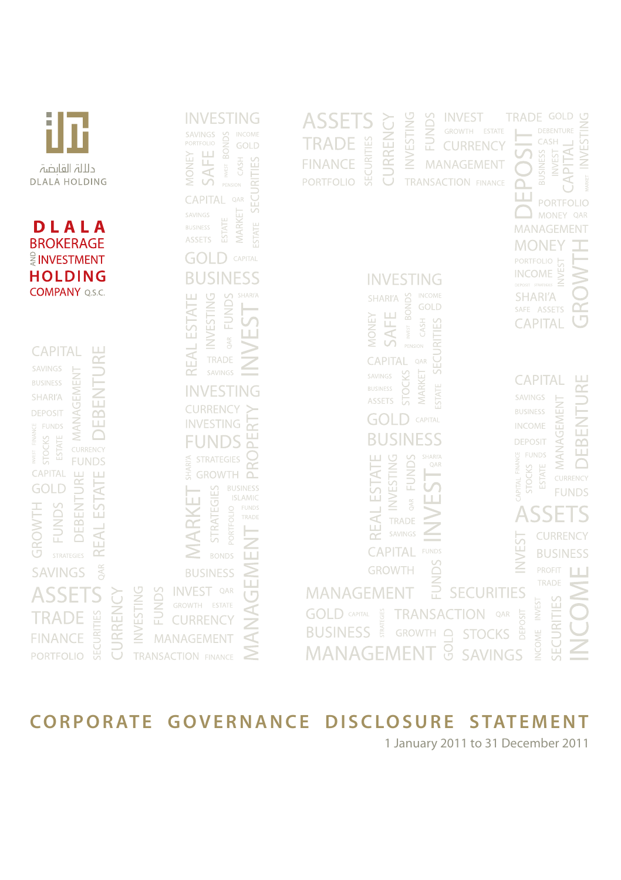دلالة القابضة
DLALA HOLDING

**DLALA BROKERAGE AND INVESTMENT HOLDING COMPANY Q.S.C.**

# CORPORATE GOVERNANCE DISCLOSURE STATEMENT

1 January 2011 to 31 December 2011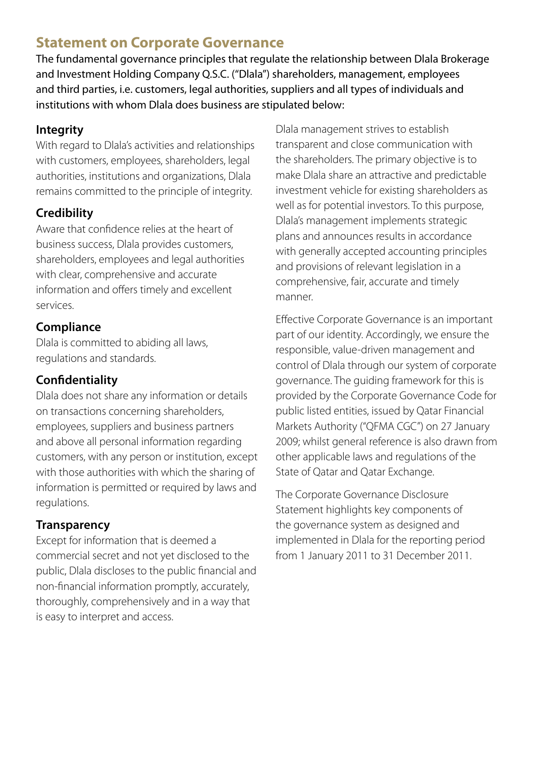## Statement on Corporate Governance

The fundamental governance principles that regulate the relationship between Dlala Brokerage and Investment Holding Company Q.S.C. ("Dlala") shareholders, management, employees and third parties, i.e. customers, legal authorities, suppliers and all types of individuals and institutions with whom Dlala does business are stipulated below:

### Integrity

With regard to Dlala's activities and relationships with customers, employees, shareholders, legal authorities, institutions and organizations, Dlala remains committed to the principle of integrity.

### Credibility

Aware that confidence relies at the heart of business success, Dlala provides customers, shareholders, employees and legal authorities with clear, comprehensive and accurate information and offers timely and excellent services.

### Compliance

Dlala is committed to abiding all laws, regulations and standards.

### Confidentiality

Dlala does not share any information or details on transactions concerning shareholders, employees, suppliers and business partners and above all personal information regarding customers, with any person or institution, except with those authorities with which the sharing of information is permitted or required by laws and regulations.

### Transparency

Except for information that is deemed a commercial secret and not yet disclosed to the public, Dlala discloses to the public financial and non-financial information promptly, accurately, thoroughly, comprehensively and in a way that is easy to interpret and access.

Dlala management strives to establish transparent and close communication with the shareholders. The primary objective is to make Dlala share an attractive and predictable investment vehicle for existing shareholders as well as for potential investors. To this purpose, Dlala's management implements strategic plans and announces results in accordance with generally accepted accounting principles and provisions of relevant legislation in a comprehensive, fair, accurate and timely manner.

Effective Corporate Governance is an important part of our identity. Accordingly, we ensure the responsible, value-driven management and control of Dlala through our system of corporate governance. The guiding framework for this is provided by the Corporate Governance Code for public listed entities, issued by Qatar Financial Markets Authority ("QFMA CGC") on 27 January 2009; whilst general reference is also drawn from other applicable laws and regulations of the State of Qatar and Qatar Exchange.

The Corporate Governance Disclosure Statement highlights key components of the governance system as designed and implemented in Dlala for the reporting period from 1 January 2011 to 31 December 2011.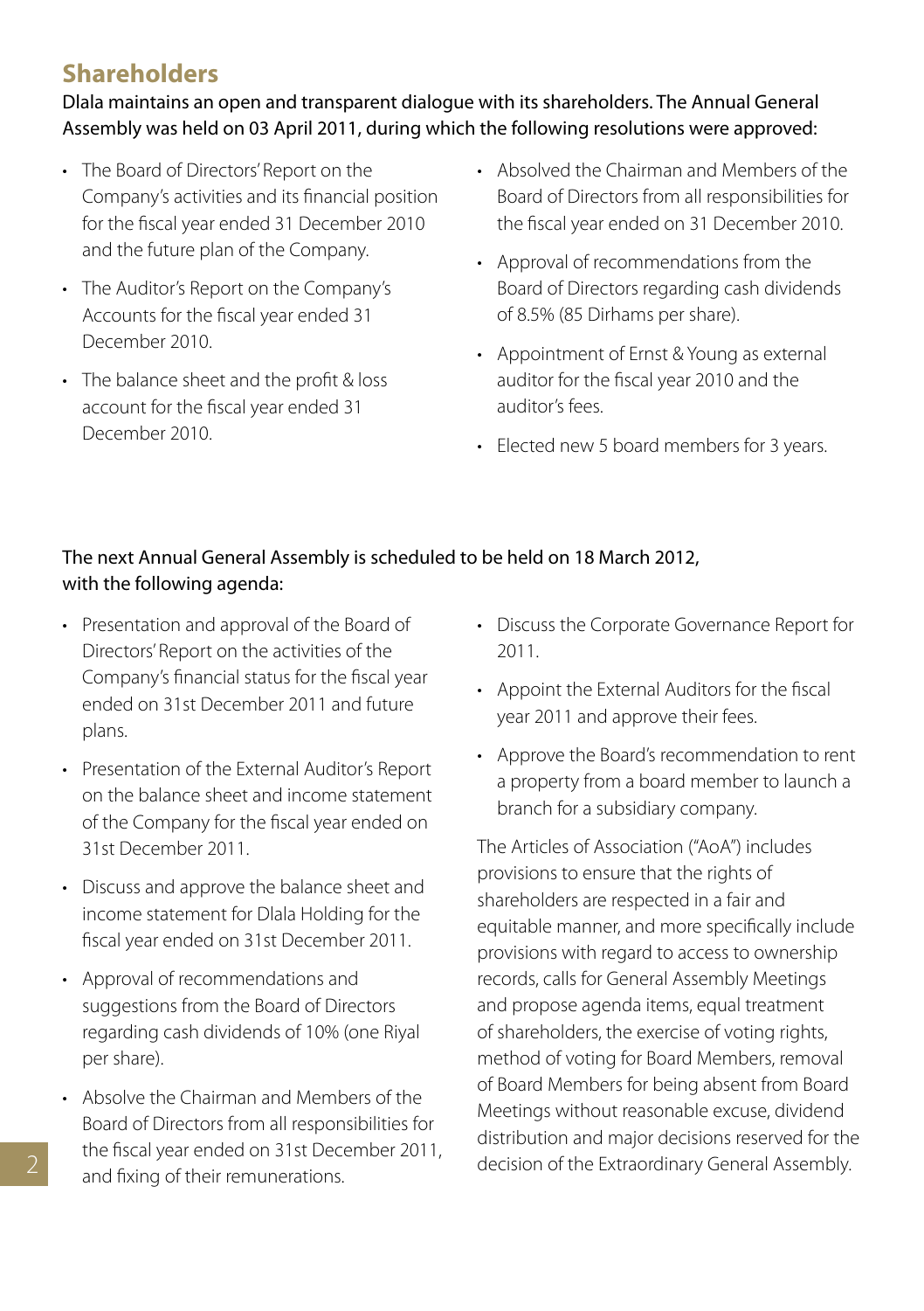## Shareholders

Dlala maintains an open and transparent dialogue with its shareholders. The Annual General Assembly was held on 03 April 2011, during which the following resolutions were approved:

- The Board of Directors' Report on the Company's activities and its financial position for the fiscal year ended 31 December 2010 and the future plan of the Company.
- The Auditor's Report on the Company's Accounts for the fiscal year ended 31 December 2010.
- The balance sheet and the profit & loss account for the fiscal year ended 31 December 2010.
- Absolved the Chairman and Members of the Board of Directors from all responsibilities for the fiscal year ended on 31 December 2010.
- Approval of recommendations from the Board of Directors regarding cash dividends of 8.5% (85 Dirhams per share).
- Appointment of Ernst & Young as external auditor for the fiscal year 2010 and the auditor's fees.
- Elected new 5 board members for 3 years.

The next Annual General Assembly is scheduled to be held on 18 March 2012, with the following agenda:

- Presentation and approval of the Board of Directors' Report on the activities of the Company's financial status for the fiscal year ended on 31st December 2011 and future plans.
- Presentation of the External Auditor's Report on the balance sheet and income statement of the Company for the fiscal year ended on 31st December 2011.
- Discuss and approve the balance sheet and income statement for Dlala Holding for the fiscal year ended on 31st December 2011.
- Approval of recommendations and suggestions from the Board of Directors regarding cash dividends of 10% (one Riyal per share).
- Absolve the Chairman and Members of the Board of Directors from all responsibilities for the fiscal year ended on 31st December 2011, and fixing of their remunerations.
- Discuss the Corporate Governance Report for 2011.
- Appoint the External Auditors for the fiscal year 2011 and approve their fees.
- Approve the Board's recommendation to rent a property from a board member to launch a branch for a subsidiary company.

The Articles of Association ("AoA") includes provisions to ensure that the rights of shareholders are respected in a fair and equitable manner, and more specifically include provisions with regard to access to ownership records, calls for General Assembly Meetings and propose agenda items, equal treatment of shareholders, the exercise of voting rights, method of voting for Board Members, removal of Board Members for being absent from Board Meetings without reasonable excuse, dividend distribution and major decisions reserved for the decision of the Extraordinary General Assembly.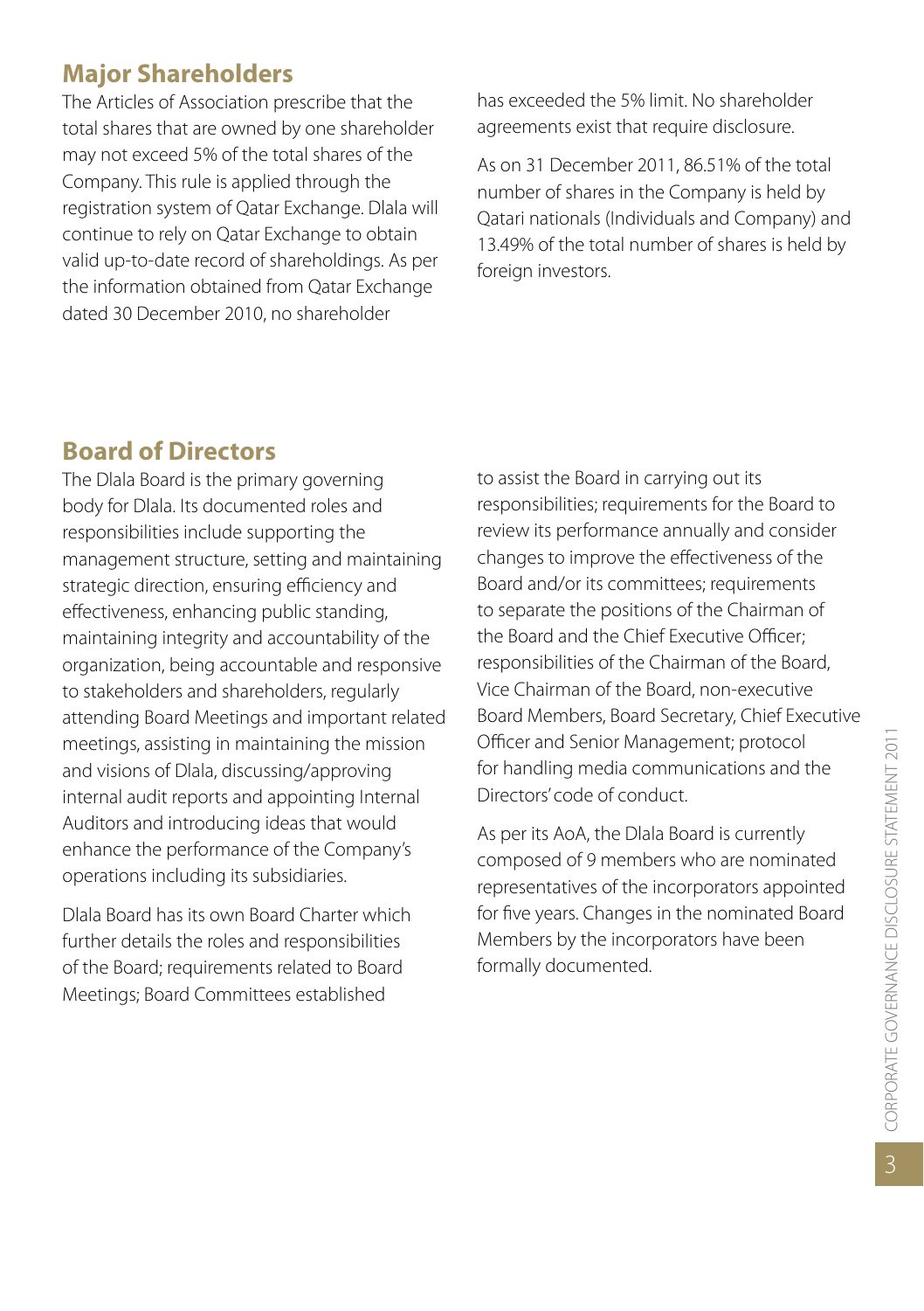## Major Shareholders

The Articles of Association prescribe that the total shares that are owned by one shareholder may not exceed 5% of the total shares of the Company. This rule is applied through the registration system of Qatar Exchange. Dlala will continue to rely on Qatar Exchange to obtain valid up-to-date record of shareholdings. As per the information obtained from Qatar Exchange dated 30 December 2010, no shareholder has exceeded the 5% limit. No shareholder agreements exist that require disclosure.

As on 31 December 2011, 86.51% of the total number of shares in the Company is held by Qatari nationals (Individuals and Company) and 13.49% of the total number of shares is held by foreign investors.

## Board of Directors

The Dlala Board is the primary governing body for Dlala. Its documented roles and responsibilities include supporting the management structure, setting and maintaining strategic direction, ensuring efficiency and effectiveness, enhancing public standing, maintaining integrity and accountability of the organization, being accountable and responsive to stakeholders and shareholders, regularly attending Board Meetings and important related meetings, assisting in maintaining the mission and visions of Dlala, discussing/approving internal audit reports and appointing Internal Auditors and introducing ideas that would enhance the performance of the Company's operations including its subsidiaries.

Dlala Board has its own Board Charter which further details the roles and responsibilities of the Board; requirements related to Board Meetings; Board Committees established to assist the Board in carrying out its responsibilities; requirements for the Board to review its performance annually and consider changes to improve the effectiveness of the Board and/or its committees; requirements to separate the positions of the Chairman of the Board and the Chief Executive Officer; responsibilities of the Chairman of the Board, Vice Chairman of the Board, non-executive Board Members, Board Secretary, Chief Executive Officer and Senior Management; protocol for handling media communications and the Directors' code of conduct.

As per its AoA, the Dlala Board is currently composed of 9 members who are nominated representatives of the incorporators appointed for five years. Changes in the nominated Board Members by the incorporators have been formally documented.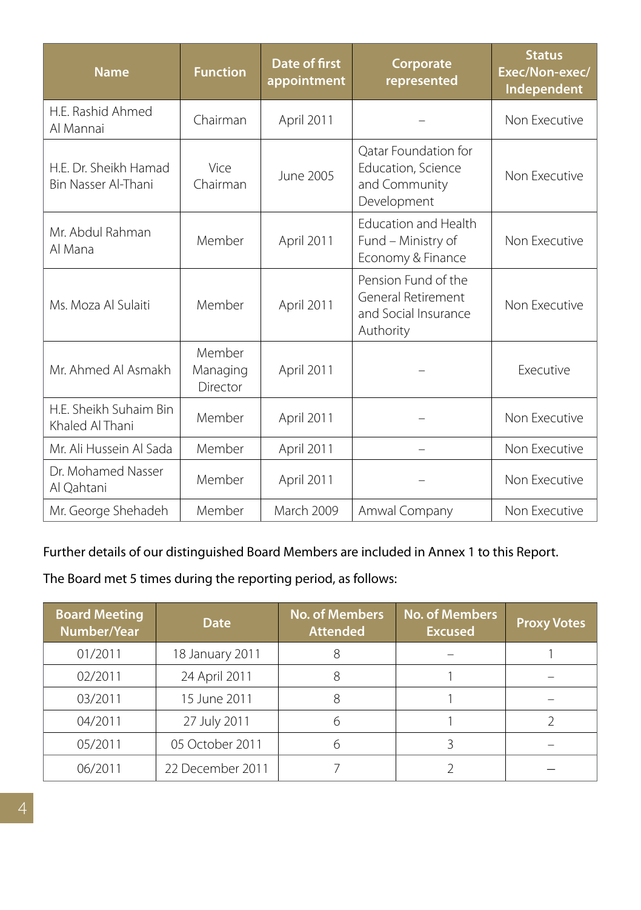| Name | Function | Date of first appointment | Corporate represented | Status Exec/Non-exec/ Independent |
|---|---|---|---|---|
| H.E. Rashid Ahmed Al Mannai | Chairman | April 2011 | – | Non Executive |
| H.E. Dr. Sheikh Hamad Bin Nasser Al-Thani | Vice Chairman | June 2005 | Qatar Foundation for Education, Science and Community Development | Non Executive |
| Mr. Abdul Rahman Al Mana | Member | April 2011 | Education and Health Fund – Ministry of Economy & Finance | Non Executive |
| Ms. Moza Al Sulaiti | Member | April 2011 | Pension Fund of the General Retirement and Social Insurance Authority | Non Executive |
| Mr. Ahmed Al Asmakh | Member Managing Director | April 2011 | – | Executive |
| H.E. Sheikh Suhaim Bin Khaled Al Thani | Member | April 2011 | – | Non Executive |
| Mr. Ali Hussein Al Sada | Member | April 2011 | – | Non Executive |
| Dr. Mohamed Nasser Al Qahtani | Member | April 2011 | – | Non Executive |
| Mr. George Shehadeh | Member | March 2009 | Amwal Company | Non Executive |

Further details of our distinguished Board Members are included in Annex 1 to this Report.

The Board met 5 times during the reporting period, as follows:

| Board Meeting Number/Year | Date | No. of Members Attended | No. of Members Excused | Proxy Votes |
|---|---|---|---|---|
| 01/2011 | 18 January 2011 | 8 | – | 1 |
| 02/2011 | 24 April 2011 | 8 | 1 | – |
| 03/2011 | 15 June 2011 | 8 | 1 | – |
| 04/2011 | 27 July 2011 | 6 | 1 | 2 |
| 05/2011 | 05 October 2011 | 6 | 3 | – |
| 06/2011 | 22 December 2011 | 7 | 2 | – |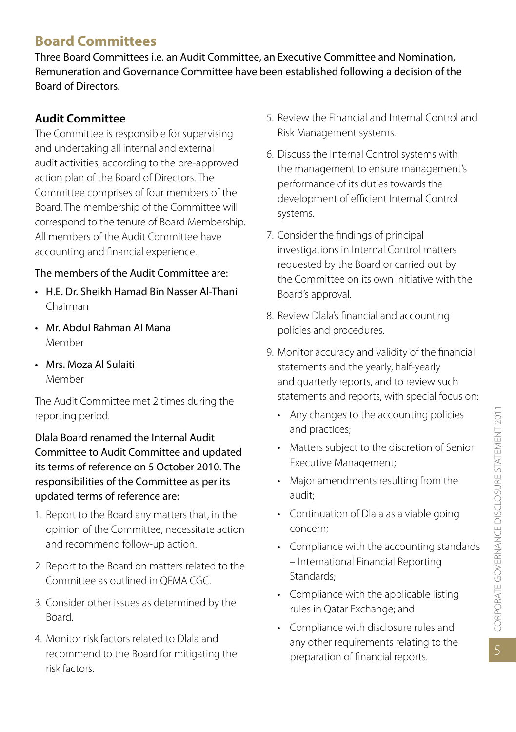## Board Committees

**Three Board Committees i.e. an Audit Committee, an Executive Committee and Nomination, Remuneration and Governance Committee have been established following a decision of the Board of Directors.**

### Audit Committee

The Committee is responsible for supervising and undertaking all internal and external audit activities, according to the pre-approved action plan of the Board of Directors. The Committee comprises of four members of the Board. The membership of the Committee will correspond to the tenure of Board Membership. All members of the Audit Committee have accounting and financial experience.

**The members of the Audit Committee are:**

- **H.E. Dr. Sheikh Hamad Bin Nasser Al-Thani**
  Chairman
- **Mr. Abdul Rahman Al Mana**
  Member
- **Mrs. Moza Al Sulaiti**
  Member

The Audit Committee met 2 times during the reporting period.

**Dlala Board renamed the Internal Audit Committee to Audit Committee and updated its terms of reference on 5 October 2010. The responsibilities of the Committee as per its updated terms of reference are:**

1. Report to the Board any matters that, in the opinion of the Committee, necessitate action and recommend follow-up action.
2. Report to the Board on matters related to the Committee as outlined in QFMA CGC.
3. Consider other issues as determined by the Board.
4. Monitor risk factors related to Dlala and recommend to the Board for mitigating the risk factors.
5. Review the Financial and Internal Control and Risk Management systems.
6. Discuss the Internal Control systems with the management to ensure management's performance of its duties towards the development of efficient Internal Control systems.
7. Consider the findings of principal investigations in Internal Control matters requested by the Board or carried out by the Committee on its own initiative with the Board's approval.
8. Review Dlala's financial and accounting policies and procedures.
9. Monitor accuracy and validity of the financial statements and the yearly, half-yearly and quarterly reports, and to review such statements and reports, with special focus on:
   - Any changes to the accounting policies and practices;
   - Matters subject to the discretion of Senior Executive Management;
   - Major amendments resulting from the audit;
   - Continuation of Dlala as a viable going concern;
   - Compliance with the accounting standards – International Financial Reporting Standards;
   - Compliance with the applicable listing rules in Qatar Exchange; and
   - Compliance with disclosure rules and any other requirements relating to the preparation of financial reports.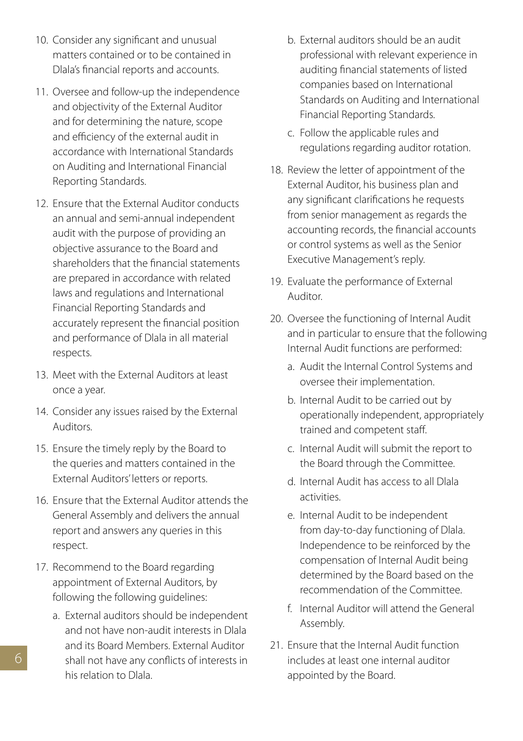10. Consider any significant and unusual matters contained or to be contained in Dlala's financial reports and accounts.
11. Oversee and follow-up the independence and objectivity of the External Auditor and for determining the nature, scope and efficiency of the external audit in accordance with International Standards on Auditing and International Financial Reporting Standards.
12. Ensure that the External Auditor conducts an annual and semi-annual independent audit with the purpose of providing an objective assurance to the Board and shareholders that the financial statements are prepared in accordance with related laws and regulations and International Financial Reporting Standards and accurately represent the financial position and performance of Dlala in all material respects.
13. Meet with the External Auditors at least once a year.
14. Consider any issues raised by the External Auditors.
15. Ensure the timely reply by the Board to the queries and matters contained in the External Auditors' letters or reports.
16. Ensure that the External Auditor attends the General Assembly and delivers the annual report and answers any queries in this respect.
17. Recommend to the Board regarding appointment of External Auditors, by following the following guidelines:
    a. External auditors should be independent and not have non-audit interests in Dlala and its Board Members. External Auditor shall not have any conflicts of interests in his relation to Dlala.
    b. External auditors should be an audit professional with relevant experience in auditing financial statements of listed companies based on International Standards on Auditing and International Financial Reporting Standards.
    c. Follow the applicable rules and regulations regarding auditor rotation.
18. Review the letter of appointment of the External Auditor, his business plan and any significant clarifications he requests from senior management as regards the accounting records, the financial accounts or control systems as well as the Senior Executive Management's reply.
19. Evaluate the performance of External Auditor.
20. Oversee the functioning of Internal Audit and in particular to ensure that the following Internal Audit functions are performed:
    a. Audit the Internal Control Systems and oversee their implementation.
    b. Internal Audit to be carried out by operationally independent, appropriately trained and competent staff.
    c. Internal Audit will submit the report to the Board through the Committee.
    d. Internal Audit has access to all Dlala activities.
    e. Internal Audit to be independent from day-to-day functioning of Dlala. Independence to be reinforced by the compensation of Internal Audit being determined by the Board based on the recommendation of the Committee.
    f. Internal Auditor will attend the General Assembly.
21. Ensure that the Internal Audit function includes at least one internal auditor appointed by the Board.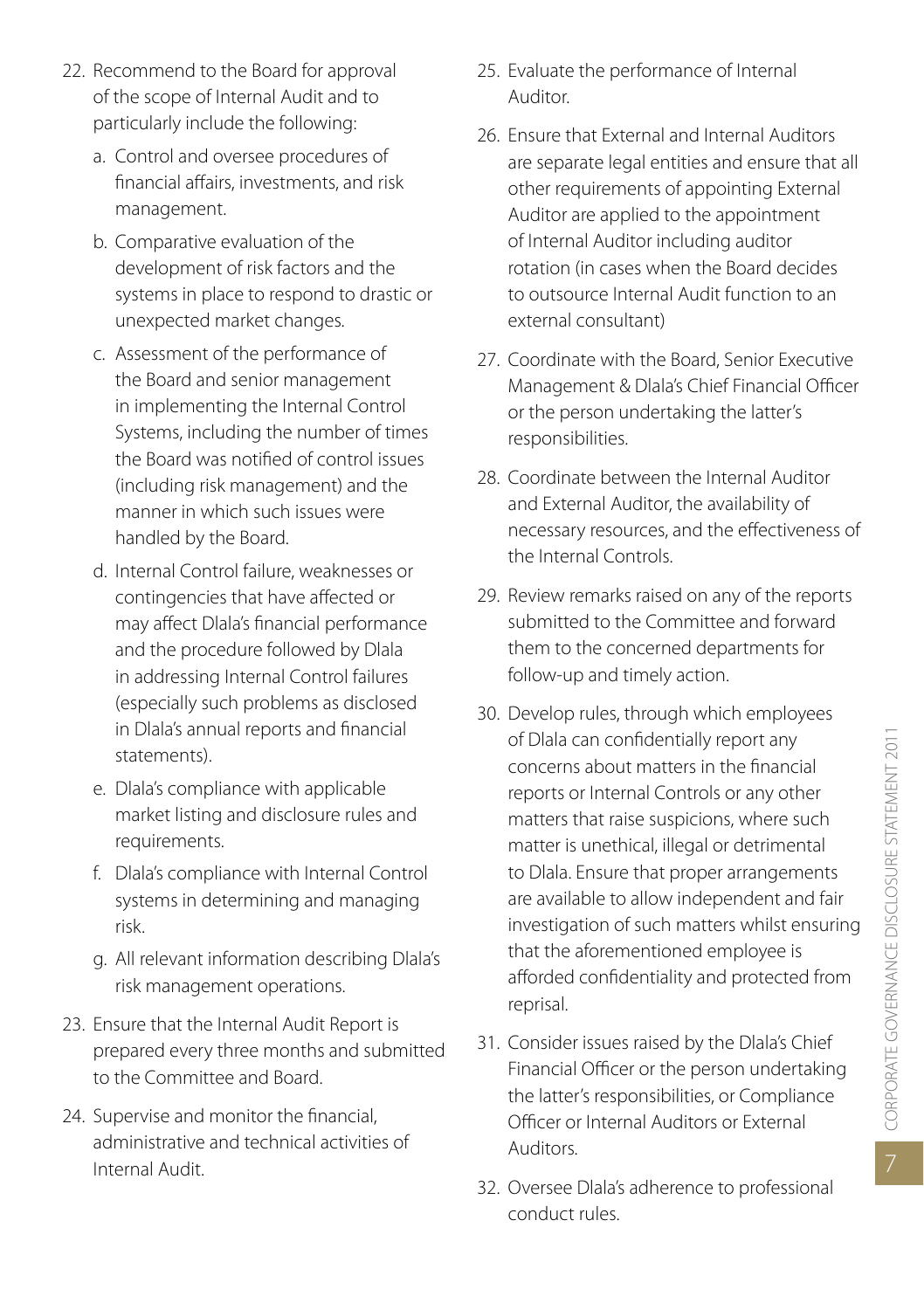22. Recommend to the Board for approval of the scope of Internal Audit and to particularly include the following:
    a. Control and oversee procedures of financial affairs, investments, and risk management.
    b. Comparative evaluation of the development of risk factors and the systems in place to respond to drastic or unexpected market changes.
    c. Assessment of the performance of the Board and senior management in implementing the Internal Control Systems, including the number of times the Board was notified of control issues (including risk management) and the manner in which such issues were handled by the Board.
    d. Internal Control failure, weaknesses or contingencies that have affected or may affect Dlala's financial performance and the procedure followed by Dlala in addressing Internal Control failures (especially such problems as disclosed in Dlala's annual reports and financial statements).
    e. Dlala's compliance with applicable market listing and disclosure rules and requirements.
    f. Dlala's compliance with Internal Control systems in determining and managing risk.
    g. All relevant information describing Dlala's risk management operations.
23. Ensure that the Internal Audit Report is prepared every three months and submitted to the Committee and Board.
24. Supervise and monitor the financial, administrative and technical activities of Internal Audit.
25. Evaluate the performance of Internal Auditor.
26. Ensure that External and Internal Auditors are separate legal entities and ensure that all other requirements of appointing External Auditor are applied to the appointment of Internal Auditor including auditor rotation (in cases when the Board decides to outsource Internal Audit function to an external consultant)
27. Coordinate with the Board, Senior Executive Management & Dlala's Chief Financial Officer or the person undertaking the latter's responsibilities.
28. Coordinate between the Internal Auditor and External Auditor, the availability of necessary resources, and the effectiveness of the Internal Controls.
29. Review remarks raised on any of the reports submitted to the Committee and forward them to the concerned departments for follow-up and timely action.
30. Develop rules, through which employees of Dlala can confidentially report any concerns about matters in the financial reports or Internal Controls or any other matters that raise suspicions, where such matter is unethical, illegal or detrimental to Dlala. Ensure that proper arrangements are available to allow independent and fair investigation of such matters whilst ensuring that the aforementioned employee is afforded confidentiality and protected from reprisal.
31. Consider issues raised by the Dlala's Chief Financial Officer or the person undertaking the latter's responsibilities, or Compliance Officer or Internal Auditors or External Auditors.
32. Oversee Dlala's adherence to professional conduct rules.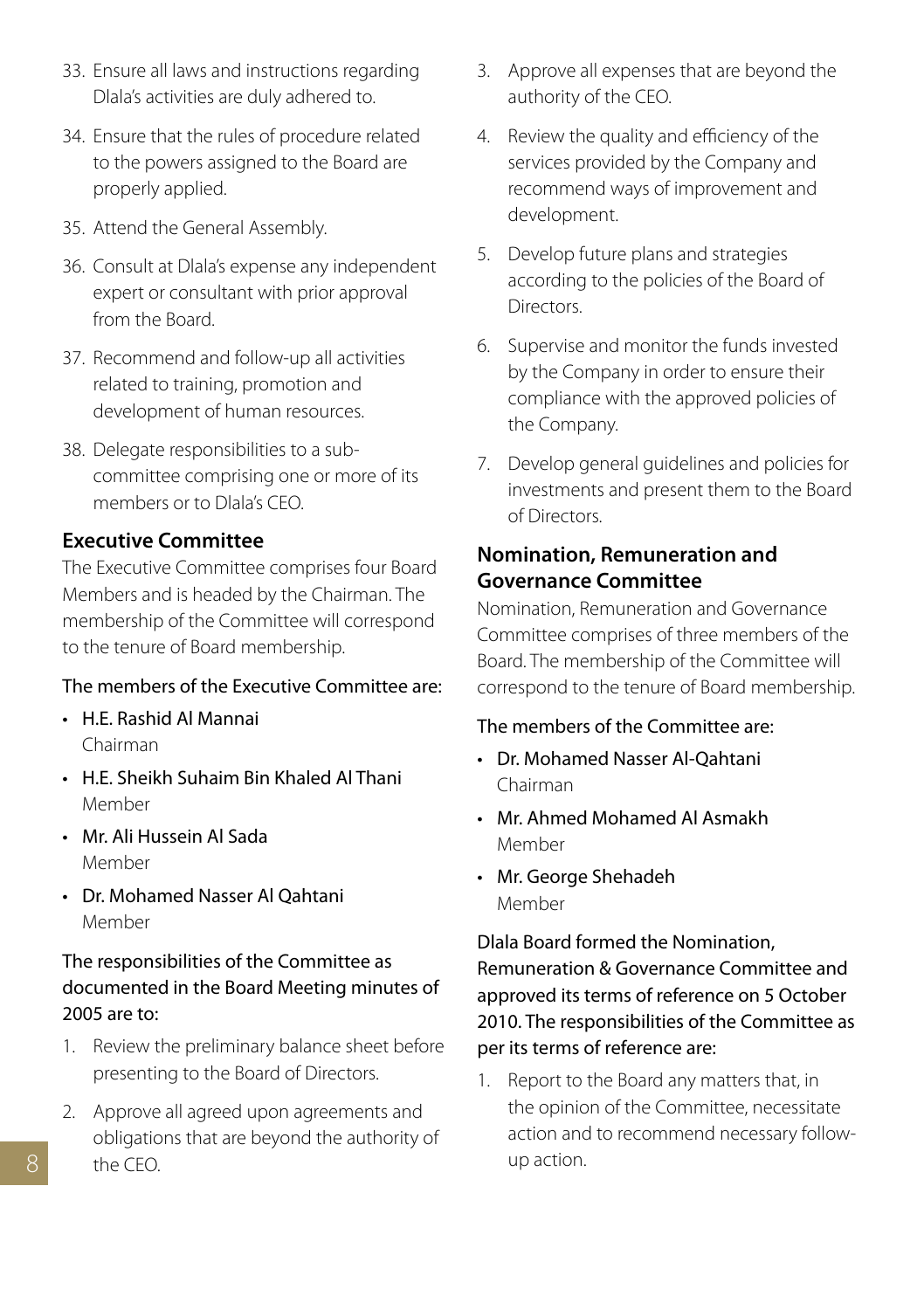33. Ensure all laws and instructions regarding Dlala's activities are duly adhered to.
34. Ensure that the rules of procedure related to the powers assigned to the Board are properly applied.
35. Attend the General Assembly.
36. Consult at Dlala's expense any independent expert or consultant with prior approval from the Board.
37. Recommend and follow-up all activities related to training, promotion and development of human resources.
38. Delegate responsibilities to a sub-committee comprising one or more of its members or to Dlala's CEO.

## Executive Committee

The Executive Committee comprises four Board Members and is headed by the Chairman. The membership of the Committee will correspond to the tenure of Board membership.

The members of the Executive Committee are:

- H.E. Rashid Al Mannai
  Chairman
- H.E. Sheikh Suhaim Bin Khaled Al Thani
  Member
- Mr. Ali Hussein Al Sada
  Member
- Dr. Mohamed Nasser Al Qahtani
  Member

The responsibilities of the Committee as documented in the Board Meeting minutes of 2005 are to:

1. Review the preliminary balance sheet before presenting to the Board of Directors.
2. Approve all agreed upon agreements and obligations that are beyond the authority of the CEO.
3. Approve all expenses that are beyond the authority of the CEO.
4. Review the quality and efficiency of the services provided by the Company and recommend ways of improvement and development.
5. Develop future plans and strategies according to the policies of the Board of Directors.
6. Supervise and monitor the funds invested by the Company in order to ensure their compliance with the approved policies of the Company.
7. Develop general guidelines and policies for investments and present them to the Board of Directors.

## Nomination, Remuneration and Governance Committee

Nomination, Remuneration and Governance Committee comprises of three members of the Board. The membership of the Committee will correspond to the tenure of Board membership.

The members of the Committee are:

- Dr. Mohamed Nasser Al-Qahtani
  Chairman
- Mr. Ahmed Mohamed Al Asmakh
  Member
- Mr. George Shehadeh
  Member

Dlala Board formed the Nomination, Remuneration & Governance Committee and approved its terms of reference on 5 October 2010. The responsibilities of the Committee as per its terms of reference are:

1. Report to the Board any matters that, in the opinion of the Committee, necessitate action and to recommend necessary follow-up action.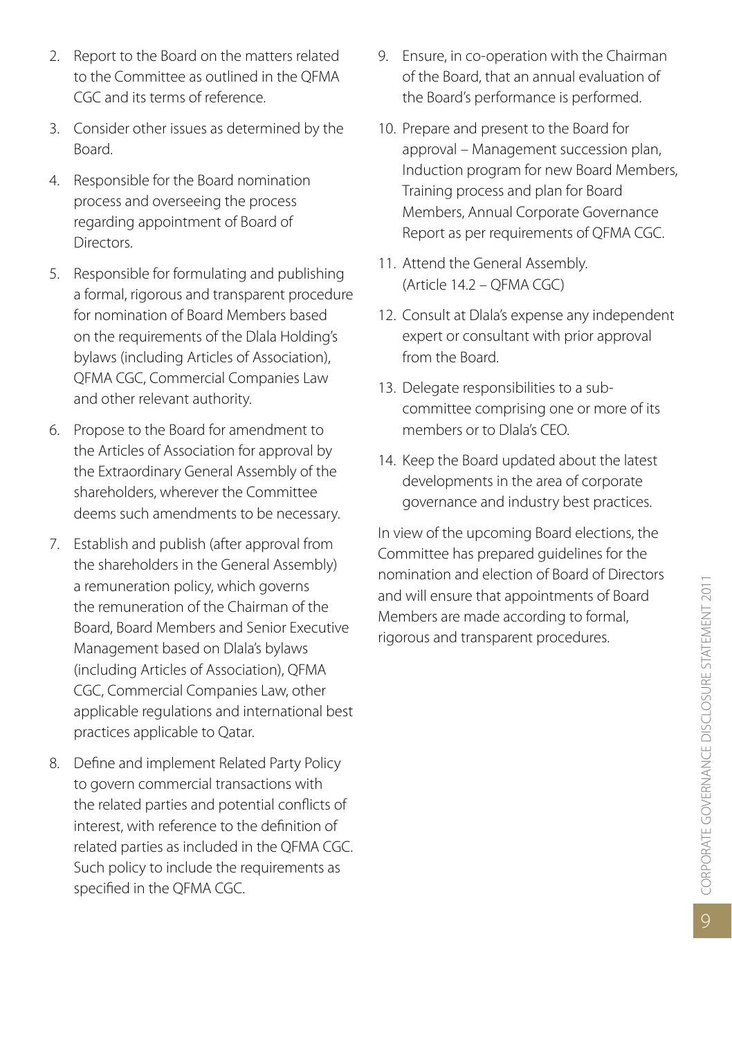2. Report to the Board on the matters related to the Committee as outlined in the QFMA CGC and its terms of reference.
3. Consider other issues as determined by the Board.
4. Responsible for the Board nomination process and overseeing the process regarding appointment of Board of Directors.
5. Responsible for formulating and publishing a formal, rigorous and transparent procedure for nomination of Board Members based on the requirements of the Dlala Holding's bylaws (including Articles of Association), QFMA CGC, Commercial Companies Law and other relevant authority.
6. Propose to the Board for amendment to the Articles of Association for approval by the Extraordinary General Assembly of the shareholders, wherever the Committee deems such amendments to be necessary.
7. Establish and publish (after approval from the shareholders in the General Assembly) a remuneration policy, which governs the remuneration of the Chairman of the Board, Board Members and Senior Executive Management based on Dlala's bylaws (including Articles of Association), QFMA CGC, Commercial Companies Law, other applicable regulations and international best practices applicable to Qatar.
8. Define and implement Related Party Policy to govern commercial transactions with the related parties and potential conflicts of interest, with reference to the definition of related parties as included in the QFMA CGC. Such policy to include the requirements as specified in the QFMA CGC.
9. Ensure, in co-operation with the Chairman of the Board, that an annual evaluation of the Board's performance is performed.
10. Prepare and present to the Board for approval – Management succession plan, Induction program for new Board Members, Training process and plan for Board Members, Annual Corporate Governance Report as per requirements of QFMA CGC.
11. Attend the General Assembly. (Article 14.2 – QFMA CGC)
12. Consult at Dlala's expense any independent expert or consultant with prior approval from the Board.
13. Delegate responsibilities to a sub-committee comprising one or more of its members or to Dlala's CEO.
14. Keep the Board updated about the latest developments in the area of corporate governance and industry best practices.

In view of the upcoming Board elections, the Committee has prepared guidelines for the nomination and election of Board of Directors and will ensure that appointments of Board Members are made according to formal, rigorous and transparent procedures.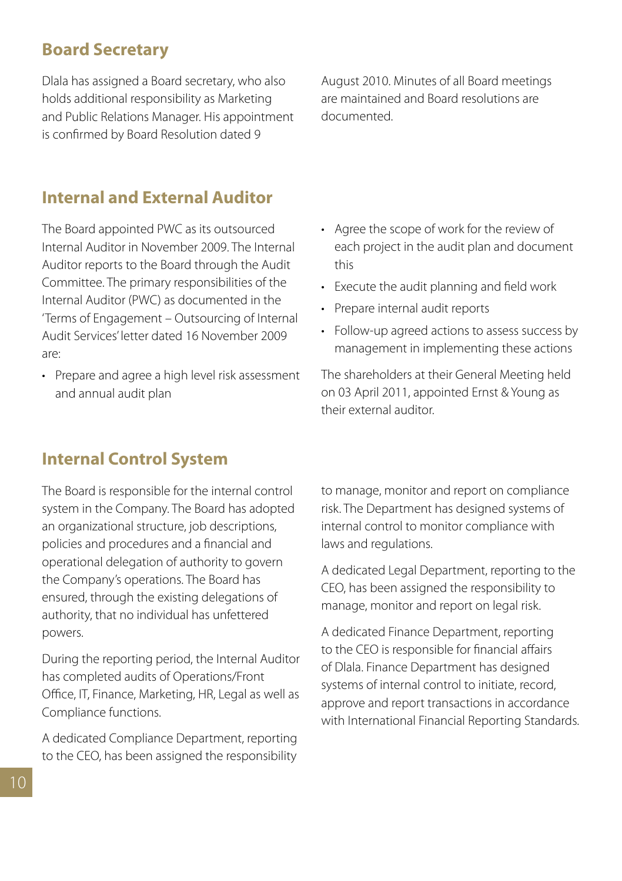## Board Secretary

Dlala has assigned a Board secretary, who also holds additional responsibility as Marketing and Public Relations Manager. His appointment is confirmed by Board Resolution dated 9 August 2010. Minutes of all Board meetings are maintained and Board resolutions are documented.

## Internal and External Auditor

The Board appointed PWC as its outsourced Internal Auditor in November 2009. The Internal Auditor reports to the Board through the Audit Committee. The primary responsibilities of the Internal Auditor (PWC) as documented in the 'Terms of Engagement – Outsourcing of Internal Audit Services' letter dated 16 November 2009 are:

- Prepare and agree a high level risk assessment and annual audit plan
- Agree the scope of work for the review of each project in the audit plan and document this
- Execute the audit planning and field work
- Prepare internal audit reports
- Follow-up agreed actions to assess success by management in implementing these actions

The shareholders at their General Meeting held on 03 April 2011, appointed Ernst & Young as their external auditor.

## Internal Control System

The Board is responsible for the internal control system in the Company. The Board has adopted an organizational structure, job descriptions, policies and procedures and a financial and operational delegation of authority to govern the Company's operations. The Board has ensured, through the existing delegations of authority, that no individual has unfettered powers.

During the reporting period, the Internal Auditor has completed audits of Operations/Front Office, IT, Finance, Marketing, HR, Legal as well as Compliance functions.

A dedicated Compliance Department, reporting to the CEO, has been assigned the responsibility to manage, monitor and report on compliance risk. The Department has designed systems of internal control to monitor compliance with laws and regulations.

A dedicated Legal Department, reporting to the CEO, has been assigned the responsibility to manage, monitor and report on legal risk.

A dedicated Finance Department, reporting to the CEO is responsible for financial affairs of Dlala. Finance Department has designed systems of internal control to initiate, record, approve and report transactions in accordance with International Financial Reporting Standards.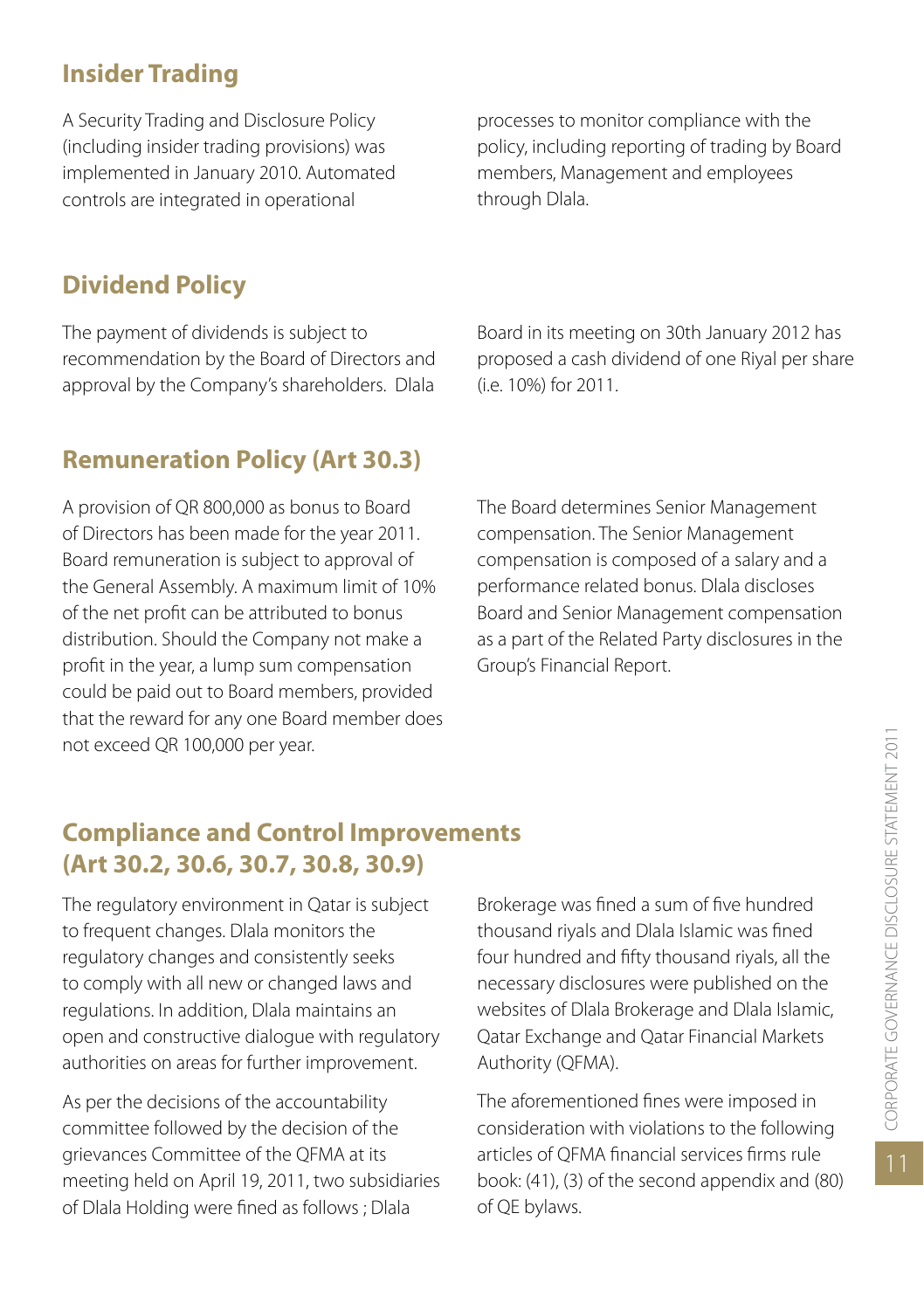## Insider Trading

A Security Trading and Disclosure Policy (including insider trading provisions) was implemented in January 2010. Automated controls are integrated in operational processes to monitor compliance with the policy, including reporting of trading by Board members, Management and employees through Dlala.

## Dividend Policy

The payment of dividends is subject to recommendation by the Board of Directors and approval by the Company's shareholders. Dlala Board in its meeting on 30th January 2012 has proposed a cash dividend of one Riyal per share (i.e. 10%) for 2011.

## Remuneration Policy (Art 30.3)

A provision of QR 800,000 as bonus to Board of Directors has been made for the year 2011. Board remuneration is subject to approval of the General Assembly. A maximum limit of 10% of the net profit can be attributed to bonus distribution. Should the Company not make a profit in the year, a lump sum compensation could be paid out to Board members, provided that the reward for any one Board member does not exceed QR 100,000 per year.

The Board determines Senior Management compensation. The Senior Management compensation is composed of a salary and a performance related bonus. Dlala discloses Board and Senior Management compensation as a part of the Related Party disclosures in the Group's Financial Report.

## Compliance and Control Improvements (Art 30.2, 30.6, 30.7, 30.8, 30.9)

The regulatory environment in Qatar is subject to frequent changes. Dlala monitors the regulatory changes and consistently seeks to comply with all new or changed laws and regulations. In addition, Dlala maintains an open and constructive dialogue with regulatory authorities on areas for further improvement.

As per the decisions of the accountability committee followed by the decision of the grievances Committee of the QFMA at its meeting held on April 19, 2011, two subsidiaries of Dlala Holding were fined as follows ; Dlala Brokerage was fined a sum of five hundred thousand riyals and Dlala Islamic was fined four hundred and fifty thousand riyals, all the necessary disclosures were published on the websites of Dlala Brokerage and Dlala Islamic, Qatar Exchange and Qatar Financial Markets Authority (QFMA).

The aforementioned fines were imposed in consideration with violations to the following articles of QFMA financial services firms rule book: (41), (3) of the second appendix and (80) of QE bylaws.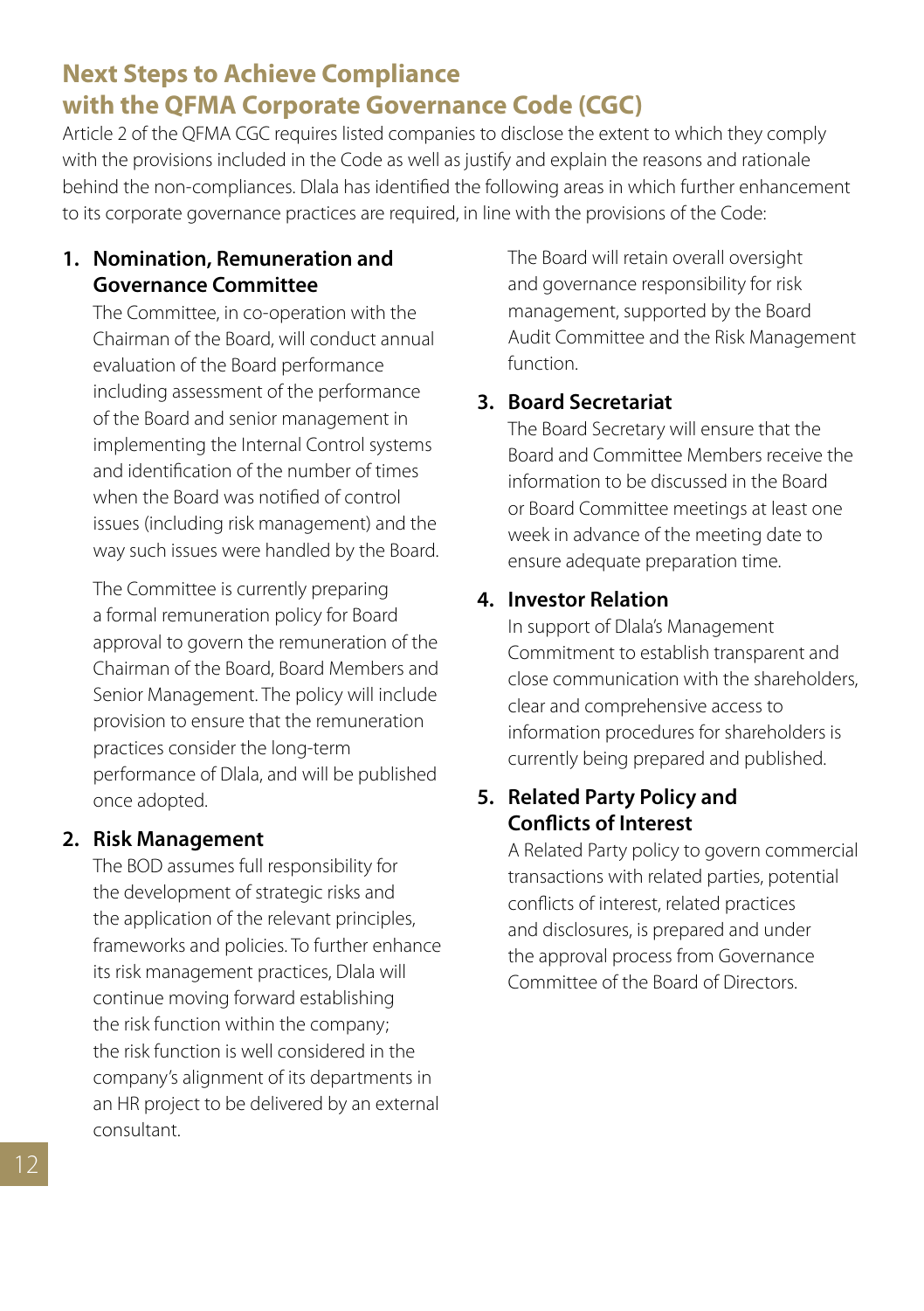## Next Steps to Achieve Compliance with the QFMA Corporate Governance Code (CGC)

Article 2 of the QFMA CGC requires listed companies to disclose the extent to which they comply with the provisions included in the Code as well as justify and explain the reasons and rationale behind the non-compliances. Dlala has identified the following areas in which further enhancement to its corporate governance practices are required, in line with the provisions of the Code:

### 1. Nomination, Remuneration and Governance Committee

The Committee, in co-operation with the Chairman of the Board, will conduct annual evaluation of the Board performance including assessment of the performance of the Board and senior management in implementing the Internal Control systems and identification of the number of times when the Board was notified of control issues (including risk management) and the way such issues were handled by the Board.

The Committee is currently preparing a formal remuneration policy for Board approval to govern the remuneration of the Chairman of the Board, Board Members and Senior Management. The policy will include provision to ensure that the remuneration practices consider the long-term performance of Dlala, and will be published once adopted.

### 2. Risk Management

The BOD assumes full responsibility for the development of strategic risks and the application of the relevant principles, frameworks and policies. To further enhance its risk management practices, Dlala will continue moving forward establishing the risk function within the company; the risk function is well considered in the company's alignment of its departments in an HR project to be delivered by an external consultant.

The Board will retain overall oversight and governance responsibility for risk management, supported by the Board Audit Committee and the Risk Management function.

### 3. Board Secretariat

The Board Secretary will ensure that the Board and Committee Members receive the information to be discussed in the Board or Board Committee meetings at least one week in advance of the meeting date to ensure adequate preparation time.

### 4. Investor Relation

In support of Dlala's Management Commitment to establish transparent and close communication with the shareholders, clear and comprehensive access to information procedures for shareholders is currently being prepared and published.

### 5. Related Party Policy and Conflicts of Interest

A Related Party policy to govern commercial transactions with related parties, potential conflicts of interest, related practices and disclosures, is prepared and under the approval process from Governance Committee of the Board of Directors.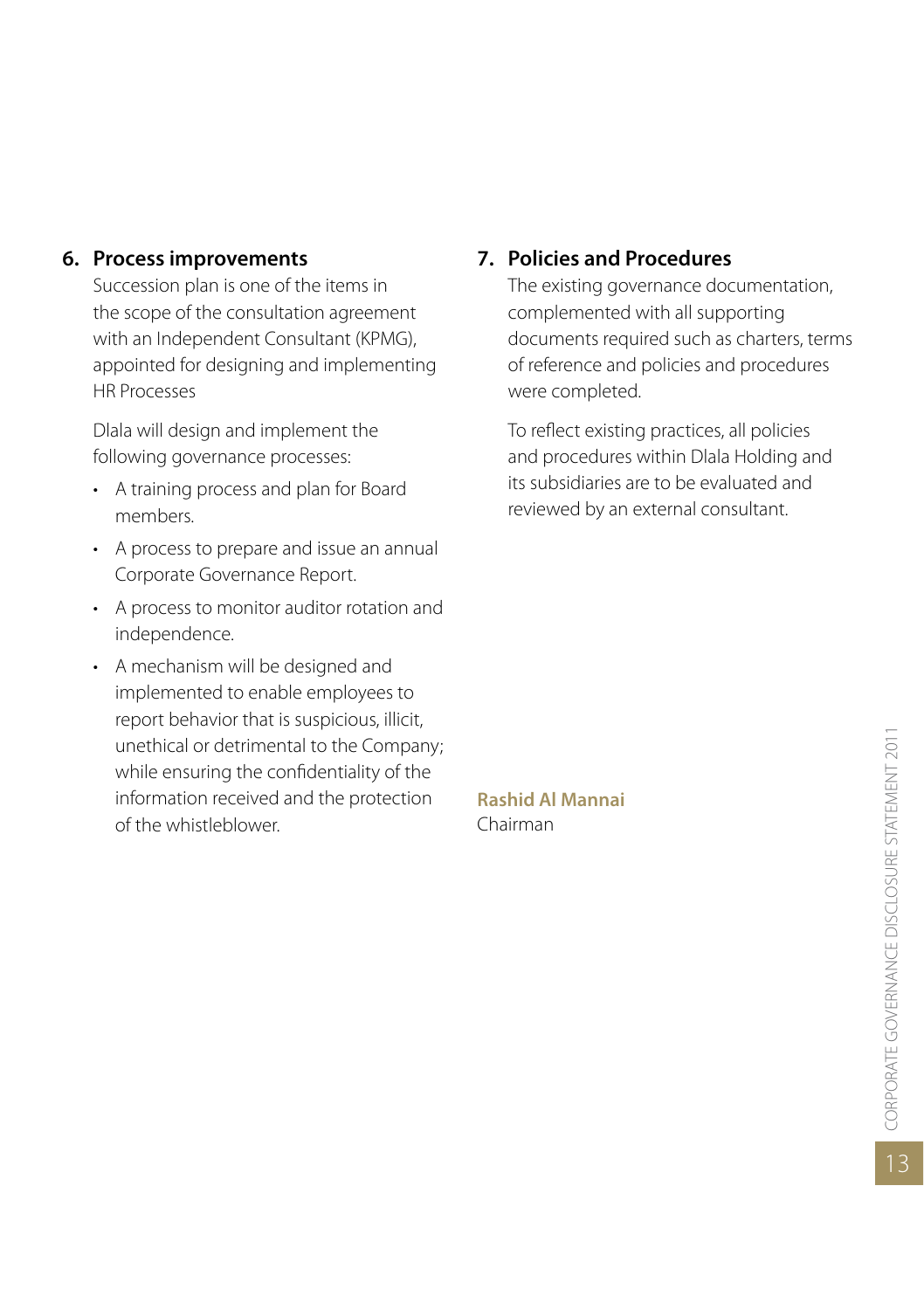## 6. Process improvements

Succession plan is one of the items in the scope of the consultation agreement with an Independent Consultant (KPMG), appointed for designing and implementing HR Processes

Dlala will design and implement the following governance processes:

- A training process and plan for Board members.
- A process to prepare and issue an annual Corporate Governance Report.
- A process to monitor auditor rotation and independence.
- A mechanism will be designed and implemented to enable employees to report behavior that is suspicious, illicit, unethical or detrimental to the Company; while ensuring the confidentiality of the information received and the protection of the whistleblower.

## 7. Policies and Procedures

The existing governance documentation, complemented with all supporting documents required such as charters, terms of reference and policies and procedures were completed.

To reflect existing practices, all policies and procedures within Dlala Holding and its subsidiaries are to be evaluated and reviewed by an external consultant.

**Rashid Al Mannai**
Chairman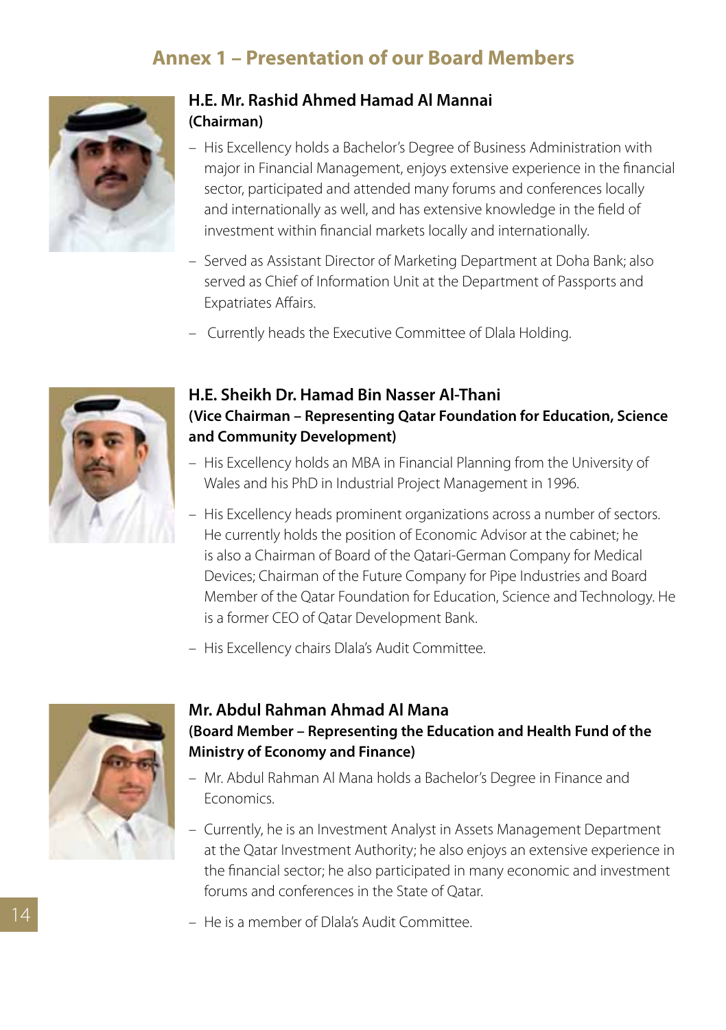# Annex 1 – Presentation of our Board Members

### H.E. Mr. Rashid Ahmed Hamad Al Mannai
**(Chairman)**

- His Excellency holds a Bachelor's Degree of Business Administration with major in Financial Management, enjoys extensive experience in the financial sector, participated and attended many forums and conferences locally and internationally as well, and has extensive knowledge in the field of investment within financial markets locally and internationally.
- Served as Assistant Director of Marketing Department at Doha Bank; also served as Chief of Information Unit at the Department of Passports and Expatriates Affairs.
- Currently heads the Executive Committee of Dlala Holding.

### H.E. Sheikh Dr. Hamad Bin Nasser Al-Thani
**(Vice Chairman – Representing Qatar Foundation for Education, Science and Community Development)**

- His Excellency holds an MBA in Financial Planning from the University of Wales and his PhD in Industrial Project Management in 1996.
- His Excellency heads prominent organizations across a number of sectors. He currently holds the position of Economic Advisor at the cabinet; he is also a Chairman of Board of the Qatari-German Company for Medical Devices; Chairman of the Future Company for Pipe Industries and Board Member of the Qatar Foundation for Education, Science and Technology. He is a former CEO of Qatar Development Bank.
- His Excellency chairs Dlala's Audit Committee.

### Mr. Abdul Rahman Ahmad Al Mana
**(Board Member – Representing the Education and Health Fund of the Ministry of Economy and Finance)**

- Mr. Abdul Rahman Al Mana holds a Bachelor's Degree in Finance and Economics.
- Currently, he is an Investment Analyst in Assets Management Department at the Qatar Investment Authority; he also enjoys an extensive experience in the financial sector; he also participated in many economic and investment forums and conferences in the State of Qatar.
- He is a member of Dlala's Audit Committee.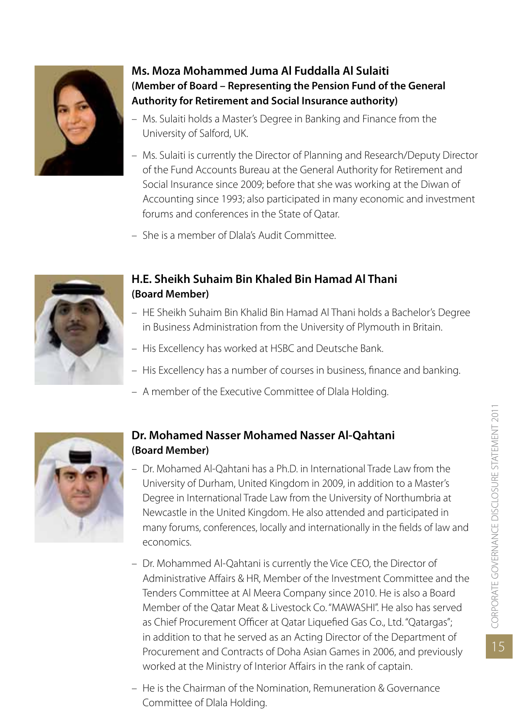### Ms. Moza Mohammed Juma Al Fuddalla Al Sulaiti

**(Member of Board – Representing the Pension Fund of the General Authority for Retirement and Social Insurance authority)**

- Ms. Sulaiti holds a Master's Degree in Banking and Finance from the University of Salford, UK.
- Ms. Sulaiti is currently the Director of Planning and Research/Deputy Director of the Fund Accounts Bureau at the General Authority for Retirement and Social Insurance since 2009; before that she was working at the Diwan of Accounting since 1993; also participated in many economic and investment forums and conferences in the State of Qatar.
- She is a member of Dlala's Audit Committee.

### H.E. Sheikh Suhaim Bin Khaled Bin Hamad Al Thani

**(Board Member)**

- HE Sheikh Suhaim Bin Khalid Bin Hamad Al Thani holds a Bachelor's Degree in Business Administration from the University of Plymouth in Britain.
- His Excellency has worked at HSBC and Deutsche Bank.
- His Excellency has a number of courses in business, finance and banking.
- A member of the Executive Committee of Dlala Holding.

### Dr. Mohamed Nasser Mohamed Nasser Al-Qahtani

**(Board Member)**

- Dr. Mohamed Al-Qahtani has a Ph.D. in International Trade Law from the University of Durham, United Kingdom in 2009, in addition to a Master's Degree in International Trade Law from the University of Northumbria at Newcastle in the United Kingdom. He also attended and participated in many forums, conferences, locally and internationally in the fields of law and economics.
- Dr. Mohammed Al-Qahtani is currently the Vice CEO, the Director of Administrative Affairs & HR, Member of the Investment Committee and the Tenders Committee at Al Meera Company since 2010. He is also a Board Member of the Qatar Meat & Livestock Co. "MAWASHI". He also has served as Chief Procurement Officer at Qatar Liquefied Gas Co., Ltd. "Qatargas"; in addition to that he served as an Acting Director of the Department of Procurement and Contracts of Doha Asian Games in 2006, and previously worked at the Ministry of Interior Affairs in the rank of captain.
- He is the Chairman of the Nomination, Remuneration & Governance Committee of Dlala Holding.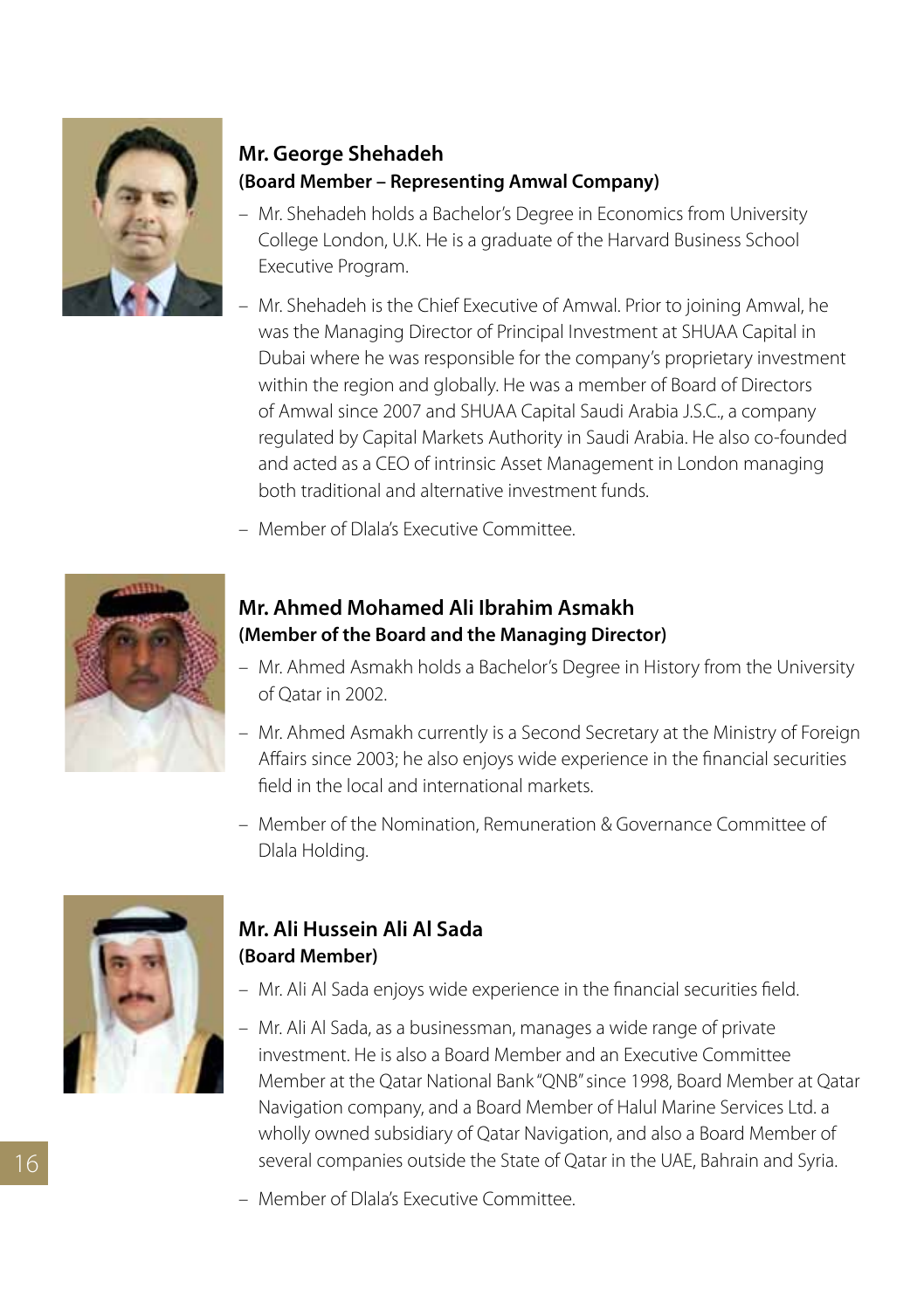### Mr. George Shehadeh
**(Board Member – Representing Amwal Company)**

- Mr. Shehadeh holds a Bachelor's Degree in Economics from University College London, U.K. He is a graduate of the Harvard Business School Executive Program.
- Mr. Shehadeh is the Chief Executive of Amwal. Prior to joining Amwal, he was the Managing Director of Principal Investment at SHUAA Capital in Dubai where he was responsible for the company's proprietary investment within the region and globally. He was a member of Board of Directors of Amwal since 2007 and SHUAA Capital Saudi Arabia J.S.C., a company regulated by Capital Markets Authority in Saudi Arabia. He also co-founded and acted as a CEO of intrinsic Asset Management in London managing both traditional and alternative investment funds.
- Member of Dlala's Executive Committee.

### Mr. Ahmed Mohamed Ali Ibrahim Asmakh
**(Member of the Board and the Managing Director)**

- Mr. Ahmed Asmakh holds a Bachelor's Degree in History from the University of Qatar in 2002.
- Mr. Ahmed Asmakh currently is a Second Secretary at the Ministry of Foreign Affairs since 2003; he also enjoys wide experience in the financial securities field in the local and international markets.
- Member of the Nomination, Remuneration & Governance Committee of Dlala Holding.

### Mr. Ali Hussein Ali Al Sada
**(Board Member)**

- Mr. Ali Al Sada enjoys wide experience in the financial securities field.
- Mr. Ali Al Sada, as a businessman, manages a wide range of private investment. He is also a Board Member and an Executive Committee Member at the Qatar National Bank "QNB" since 1998, Board Member at Qatar Navigation company, and a Board Member of Halul Marine Services Ltd. a wholly owned subsidiary of Qatar Navigation, and also a Board Member of several companies outside the State of Qatar in the UAE, Bahrain and Syria.
- Member of Dlala's Executive Committee.